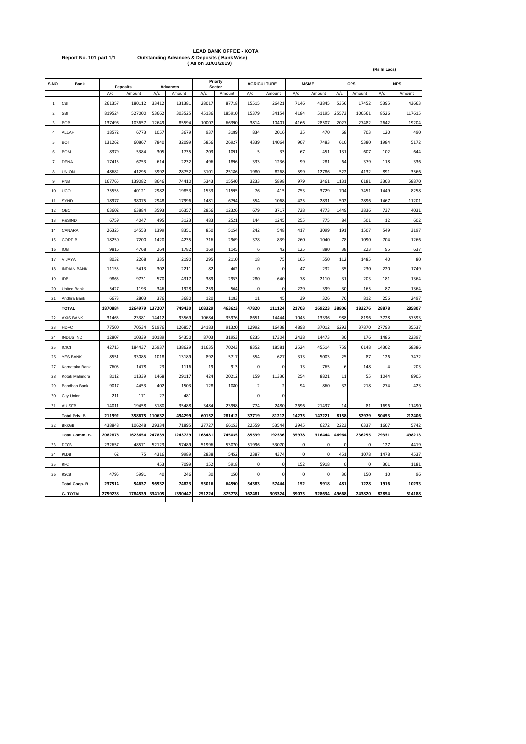**LEAD BANK OFFICE - KOTA**

**Report No. 101 part 1/1** **Outstanding Advances & Deposits ( Bank Wise)**

**( As on 31/03/2019)**

**(Rs In Lacs)**

| S.NO. | Bank | Deposits | | Advances | | Priorty Sector | | AGRICULTURE | | MSME | | OPS | | NPS | |
|---|---|---|---|---|---|---|---|---|---|---|---|---|---|---|---|
| | | A/c | Amount | A/c | Amount | A/c | Amount | A/c | Amount | A/c | Amount | A/c | Amount | A/c | Amount |
| 1 | CBI | 261357 | 180112 | 33412 | 131381 | 28017 | 87718 | 15515 | 26421 | 7146 | 43845 | 5356 | 17452 | 5395 | 43663 |
| 2 | SBI | 819524 | 527000 | 53662 | 303525 | 45136 | 185910 | 15379 | 34154 | 4184 | 51195 | 25573 | 100561 | 8526 | 117615 |
| 3 | BOB | 137496 | 103657 | 12649 | 85594 | 10007 | 66390 | 3814 | 10401 | 4166 | 28507 | 2027 | 27482 | 2642 | 19204 |
| 4 | ALLAH | 18572 | 6773 | 1057 | 3679 | 937 | 3189 | 834 | 2016 | 35 | 470 | 68 | 703 | 120 | 490 |
| 5 | BOI | 131262 | 60867 | 7840 | 32099 | 5856 | 26927 | 4339 | 14064 | 907 | 7483 | 610 | 5380 | 1984 | 5172 |
| 6 | BOM | 8379 | 5384 | 305 | 1735 | 203 | 1091 | 5 | 33 | 67 | 451 | 131 | 607 | 102 | 644 |
| 7 | DENA | 17415 | 6753 | 614 | 2232 | 496 | 1896 | 333 | 1236 | 99 | 281 | 64 | 379 | 118 | 336 |
| 8 | UNION | 48682 | 41295 | 3992 | 28752 | 3101 | 25186 | 1980 | 8268 | 599 | 12786 | 522 | 4132 | 891 | 3566 |
| 9 | PNB | 167765 | 139082 | 8646 | 74410 | 5343 | 15540 | 3233 | 5898 | 979 | 3461 | 1131 | 6181 | 3303 | 58870 |
| 10 | UCO | 75555 | 40121 | 2982 | 19853 | 1533 | 11595 | 76 | 415 | 753 | 3729 | 704 | 7451 | 1449 | 8258 |
| 11 | SYND | 18977 | 38075 | 2948 | 17996 | 1481 | 6794 | 554 | 1068 | 425 | 2831 | 502 | 2896 | 1467 | 11201 |
| 12 | OBC | 63602 | 63884 | 3593 | 16357 | 2856 | 12326 | 679 | 3717 | 728 | 4773 | 1449 | 3836 | 737 | 4031 |
| 13 | P&SIND | 6759 | 4047 | 495 | 3123 | 483 | 2521 | 144 | 1245 | 255 | 775 | 84 | 501 | 12 | 602 |
| 14 | CANARA | 26325 | 14553 | 1399 | 8351 | 850 | 5154 | 242 | 548 | 417 | 3099 | 191 | 1507 | 549 | 3197 |
| 15 | CORP.B | 18250 | 7200 | 1420 | 4235 | 716 | 2969 | 378 | 839 | 260 | 1040 | 78 | 1090 | 704 | 1266 |
| 16 | IOB | 9816 | 4768 | 264 | 1782 | 169 | 1145 | 6 | 42 | 125 | 880 | 38 | 223 | 95 | 637 |
| 17 | VIJAYA | 8032 | 2268 | 335 | 2190 | 295 | 2110 | 18 | 75 | 165 | 550 | 112 | 1485 | 40 | 80 |
| 18 | INDIAN BANK | 11153 | 5413 | 302 | 2211 | 82 | 462 | 0 | 0 | 47 | 232 | 35 | 230 | 220 | 1749 |
| 19 | IDBI | 9863 | 9731 | 570 | 4317 | 389 | 2953 | 280 | 640 | 78 | 2110 | 31 | 203 | 181 | 1364 |
| 20 | United Bank | 5427 | 1193 | 346 | 1928 | 259 | 564 | 0 | 0 | 229 | 399 | 30 | 165 | 87 | 1364 |
| 21 | Andhra Bank | 6673 | 2803 | 376 | 3680 | 120 | 1183 | 11 | 45 | 39 | 326 | 70 | 812 | 256 | 2497 |
| | **TOTAL** | **1870884** | **1264979** | **137207** | **749430** | **108329** | **463623** | **47820** | **111124** | **21703** | **169223** | **38806** | **183276** | **28878** | **285807** |
| 22 | AXIS BANK | 31465 | 23381 | 14412 | 93569 | 10684 | 35976 | 8651 | 14444 | 1045 | 13336 | 988 | 8196 | 3728 | 57593 |
| 23 | HDFC | 77500 | 70534 | 51976 | 126857 | 24183 | 91320 | 12992 | 16438 | 4898 | 37012 | 6293 | 37870 | 27793 | 35537 |
| 24 | INDUS IND | 12807 | 10339 | 10189 | 54350 | 8703 | 31953 | 6235 | 17304 | 2438 | 14473 | 30 | 176 | 1486 | 22397 |
| 25 | ICICI | 42715 | 184437 | 25937 | 138629 | 11635 | 70243 | 8352 | 18581 | 2524 | 45514 | 759 | 6148 | 14302 | 68386 |
| 26 | YES BANK | 8551 | 33085 | 1018 | 13189 | 892 | 5717 | 554 | 627 | 313 | 5003 | 25 | 87 | 126 | 7472 |
| 27 | Karnataka Bank | 7603 | 1478 | 23 | 1116 | 19 | 913 | 0 | 0 | 13 | 765 | 6 | 148 | 4 | 203 |
| 28 | Kotak Mahindra | 8112 | 11339 | 1468 | 29117 | 424 | 20212 | 159 | 11336 | 254 | 8821 | 11 | 55 | 1044 | 8905 |
| 29 | Bandhan Bank | 9017 | 4453 | 402 | 1503 | 128 | 1080 | 2 | 2 | 94 | 860 | 32 | 218 | 274 | 423 |
| 30 | City Union | 211 | 171 | 27 | 481 | | | 0 | 0 | | | | | | |
| 31 | AU SFB | 14011 | 19458 | 5180 | 35488 | 3484 | 23998 | 774 | 2480 | 2696 | 21437 | 14 | 81 | 1696 | 11490 |
| | **Total Priv. B** | **211992** | **358675** | **110632** | **494299** | **60152** | **281412** | **37719** | **81212** | **14275** | **147221** | **8158** | **52979** | **50453** | **212406** |
| 32 | BRKGB | 438848 | 106248 | 29334 | 71895 | 27727 | 66153 | 22559 | 53544 | 2945 | 6272 | 2223 | 6337 | 1607 | 5742 |
| | **Total Comm. B.** | **2082876** | **1623654** | **247839** | **1243729** | **168481** | **745035** | **85539** | **192336** | **35978** | **316444** | **46964** | **236255** | **79331** | **498213** |
| 33 | DCCB | 232657 | 48571 | 52123 | 57489 | 51996 | 53070 | 51996 | 53070 | 0 | 0 | 0 | 0 | 127 | 4419 |
| 34 | PLDB | 62 | 75 | 4316 | 9989 | 2838 | 5452 | 2387 | 4374 | 0 | 0 | 451 | 1078 | 1478 | 4537 |
| 35 | RFC | | | 453 | 7099 | 152 | 5918 | 0 | 0 | 152 | 5918 | 0 | 0 | 301 | 1181 |
| 36 | RSCB | 4795 | 5991 | 40 | 246 | 30 | 150 | 0 | 0 | 0 | 0 | 30 | 150 | 10 | 96 |
| | **Total Coop. B** | **237514** | **54637** | **56932** | **74823** | **55016** | **64590** | **54383** | **57444** | **152** | **5918** | **481** | **1228** | **1916** | **10233** |
| | **G. TOTAL** | **2759238** | **1784539** | **334105** | **1390447** | **251224** | **875778** | **162481** | **303324** | **39075** | **328634** | **49668** | **243820** | **82854** | **514188** |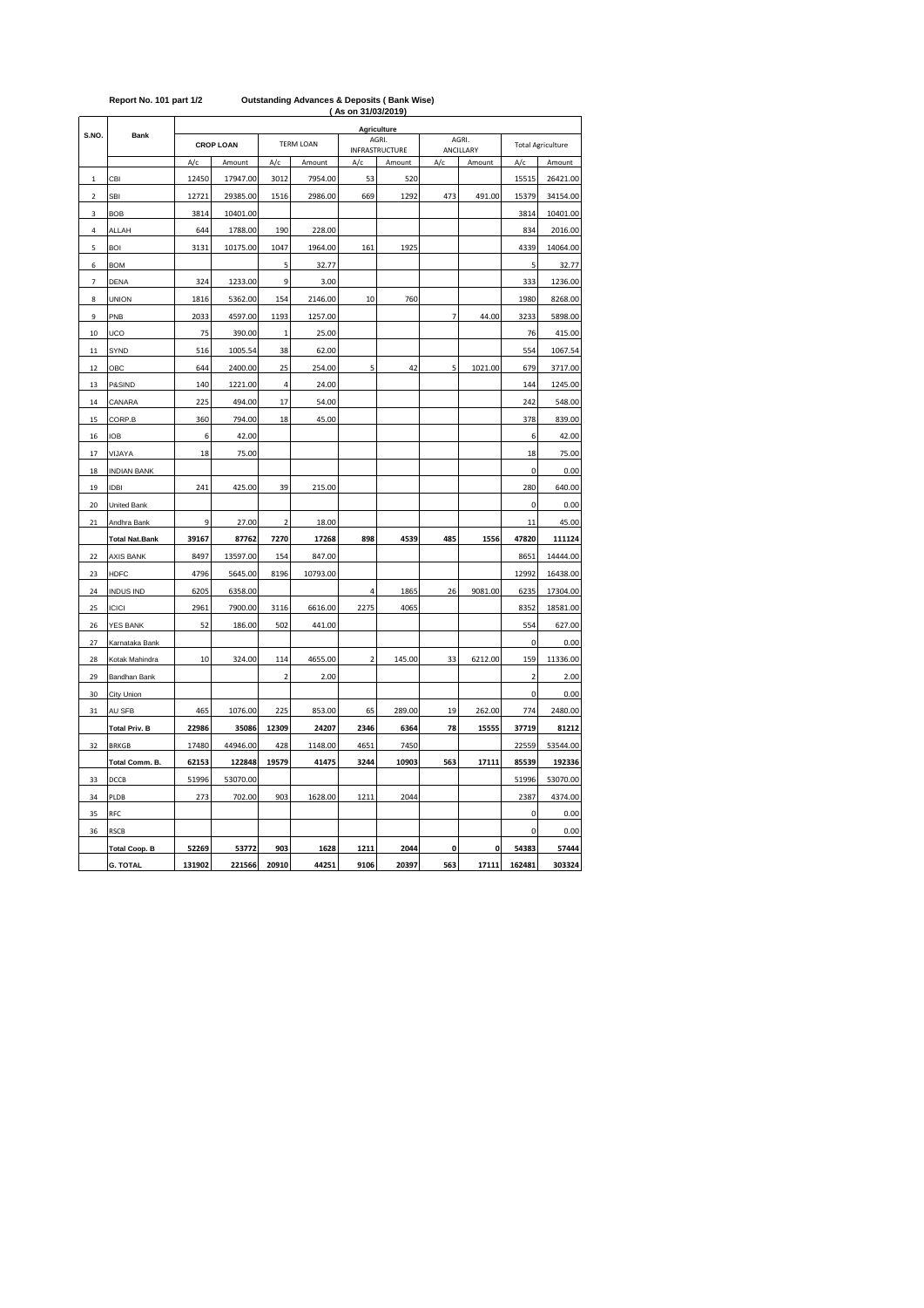**Report No. 101 part 1/2** **Outstanding Advances & Deposits ( Bank Wise)**

**( As on 31/03/2019)**

| S.NO. | Bank | Agriculture | | | | | | | | | |
|---|---|---|---|---|---|---|---|---|---|---|---|
| | | CROP LOAN | | TERM LOAN | | AGRI. INFRASTRUCTURE | | AGRI. ANCILLARY | | Total Agriculture | |
| | | A/c | Amount | A/c | Amount | A/c | Amount | A/c | Amount | A/c | Amount |
| 1 | CBI | 12450 | 17947.00 | 3012 | 7954.00 | 53 | 520 | | | 15515 | 26421.00 |
| 2 | SBI | 12721 | 29385.00 | 1516 | 2986.00 | 669 | 1292 | 473 | 491.00 | 15379 | 34154.00 |
| 3 | BOB | 3814 | 10401.00 | | | | | | | 3814 | 10401.00 |
| 4 | ALLAH | 644 | 1788.00 | 190 | 228.00 | | | | | 834 | 2016.00 |
| 5 | BOI | 3131 | 10175.00 | 1047 | 1964.00 | 161 | 1925 | | | 4339 | 14064.00 |
| 6 | BOM | | | 5 | 32.77 | | | | | 5 | 32.77 |
| 7 | DENA | 324 | 1233.00 | 9 | 3.00 | | | | | 333 | 1236.00 |
| 8 | UNION | 1816 | 5362.00 | 154 | 2146.00 | 10 | 760 | | | 1980 | 8268.00 |
| 9 | PNB | 2033 | 4597.00 | 1193 | 1257.00 | | | 7 | 44.00 | 3233 | 5898.00 |
| 10 | UCO | 75 | 390.00 | 1 | 25.00 | | | | | 76 | 415.00 |
| 11 | SYND | 516 | 1005.54 | 38 | 62.00 | | | | | 554 | 1067.54 |
| 12 | OBC | 644 | 2400.00 | 25 | 254.00 | 5 | 42 | 5 | 1021.00 | 679 | 3717.00 |
| 13 | P&SIND | 140 | 1221.00 | 4 | 24.00 | | | | | 144 | 1245.00 |
| 14 | CANARA | 225 | 494.00 | 17 | 54.00 | | | | | 242 | 548.00 |
| 15 | CORP.B | 360 | 794.00 | 18 | 45.00 | | | | | 378 | 839.00 |
| 16 | IOB | 6 | 42.00 | | | | | | | 6 | 42.00 |
| 17 | VIJAYA | 18 | 75.00 | | | | | | | 18 | 75.00 |
| 18 | INDIAN BANK | | | | | | | | | 0 | 0.00 |
| 19 | IDBI | 241 | 425.00 | 39 | 215.00 | | | | | 280 | 640.00 |
| 20 | United Bank | | | | | | | | | 0 | 0.00 |
| 21 | Andhra Bank | 9 | 27.00 | 2 | 18.00 | | | | | 11 | 45.00 |
| | **Total Nat.Bank** | **39167** | **87762** | **7270** | **17268** | **898** | **4539** | **485** | **1556** | **47820** | **111124** |
| 22 | AXIS BANK | 8497 | 13597.00 | 154 | 847.00 | | | | | 8651 | 14444.00 |
| 23 | HDFC | 4796 | 5645.00 | 8196 | 10793.00 | | | | | 12992 | 16438.00 |
| 24 | INDUS IND | 6205 | 6358.00 | | | 4 | 1865 | 26 | 9081.00 | 6235 | 17304.00 |
| 25 | ICICI | 2961 | 7900.00 | 3116 | 6616.00 | 2275 | 4065 | | | 8352 | 18581.00 |
| 26 | YES BANK | 52 | 186.00 | 502 | 441.00 | | | | | 554 | 627.00 |
| 27 | Karnataka Bank | | | | | | | | | 0 | 0.00 |
| 28 | Kotak Mahindra | 10 | 324.00 | 114 | 4655.00 | 2 | 145.00 | 33 | 6212.00 | 159 | 11336.00 |
| 29 | Bandhan Bank | | | 2 | 2.00 | | | | | 2 | 2.00 |
| 30 | City Union | | | | | | | | | 0 | 0.00 |
| 31 | AU SFB | 465 | 1076.00 | 225 | 853.00 | 65 | 289.00 | 19 | 262.00 | 774 | 2480.00 |
| | **Total Priv. B** | **22986** | **35086** | **12309** | **24207** | **2346** | **6364** | **78** | **15555** | **37719** | **81212** |
| 32 | BRKGB | 17480 | 44946.00 | 428 | 1148.00 | 4651 | 7450 | | | 22559 | 53544.00 |
| | **Total Comm. B.** | **62153** | **122848** | **19579** | **41475** | **3244** | **10903** | **563** | **17111** | **85539** | **192336** |
| 33 | DCCB | 51996 | 53070.00 | | | | | | | 51996 | 53070.00 |
| 34 | PLDB | 273 | 702.00 | 903 | 1628.00 | 1211 | 2044 | | | 2387 | 4374.00 |
| 35 | RFC | | | | | | | | | 0 | 0.00 |
| 36 | RSCB | | | | | | | | | 0 | 0.00 |
| | **Total Coop. B** | **52269** | **53772** | **903** | **1628** | **1211** | **2044** | **0** | **0** | **54383** | **57444** |
| | **G. TOTAL** | **131902** | **221566** | **20910** | **44251** | **9106** | **20397** | **563** | **17111** | **162481** | **303324** |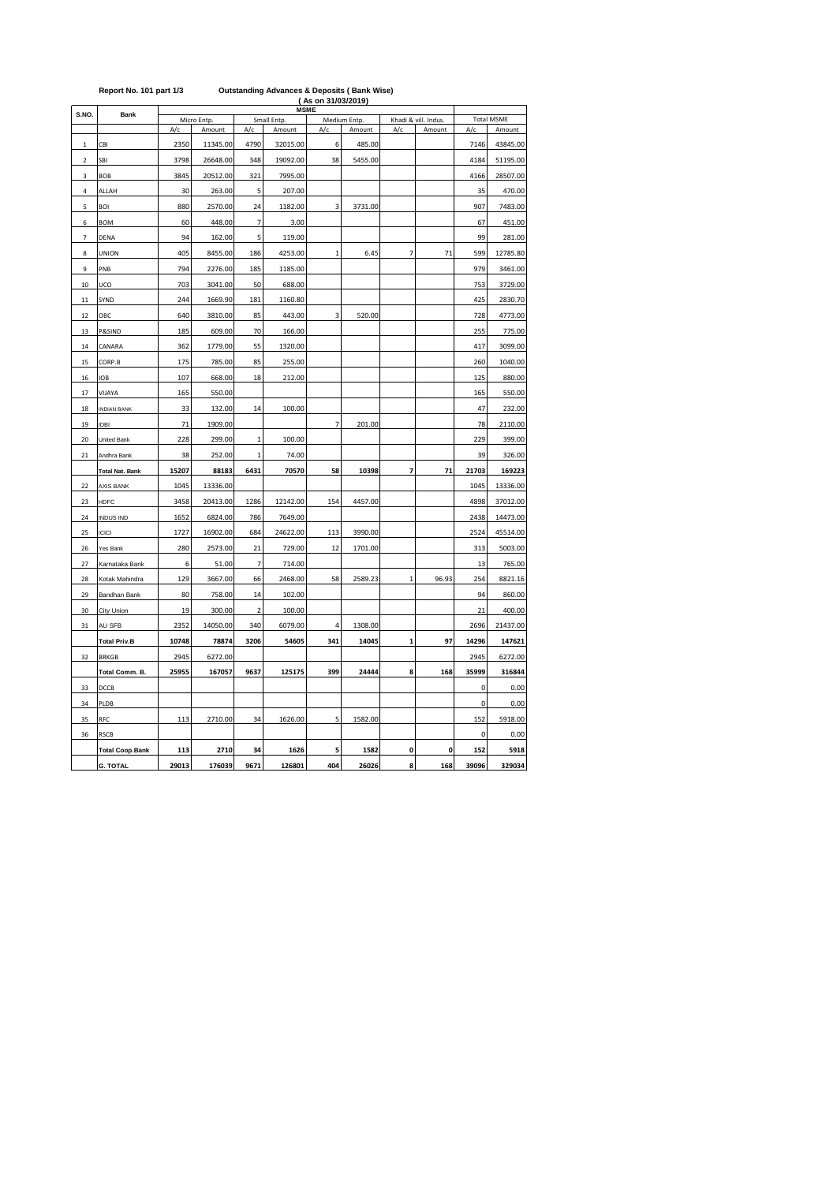**Report No. 101 part 1/3** **Outstanding Advances & Deposits ( Bank Wise)**

**( As on 31/03/2019)**

| S.NO. | Bank | MSME | | | | | | | | | |
|---|---|---|---|---|---|---|---|---|---|---|---|
| | | Micro Entp. | | Small Entp. | | Medium Entp. | | Khadi & vill. Indus. | | Total MSME | |
| | | A/c | Amount | A/c | Amount | A/c | Amount | A/c | Amount | A/c | Amount |
| 1 | CBI | 2350 | 11345.00 | 4790 | 32015.00 | 6 | 485.00 | | | 7146 | 43845.00 |
| 2 | SBI | 3798 | 26648.00 | 348 | 19092.00 | 38 | 5455.00 | | | 4184 | 51195.00 |
| 3 | BOB | 3845 | 20512.00 | 321 | 7995.00 | | | | | 4166 | 28507.00 |
| 4 | ALLAH | 30 | 263.00 | 5 | 207.00 | | | | | 35 | 470.00 |
| 5 | BOI | 880 | 2570.00 | 24 | 1182.00 | 3 | 3731.00 | | | 907 | 7483.00 |
| 6 | BOM | 60 | 448.00 | 7 | 3.00 | | | | | 67 | 451.00 |
| 7 | DENA | 94 | 162.00 | 5 | 119.00 | | | | | 99 | 281.00 |
| 8 | UNION | 405 | 8455.00 | 186 | 4253.00 | 1 | 6.45 | 7 | 71 | 599 | 12785.80 |
| 9 | PNB | 794 | 2276.00 | 185 | 1185.00 | | | | | 979 | 3461.00 |
| 10 | UCO | 703 | 3041.00 | 50 | 688.00 | | | | | 753 | 3729.00 |
| 11 | SYND | 244 | 1669.90 | 181 | 1160.80 | | | | | 425 | 2830.70 |
| 12 | OBC | 640 | 3810.00 | 85 | 443.00 | 3 | 520.00 | | | 728 | 4773.00 |
| 13 | P&SIND | 185 | 609.00 | 70 | 166.00 | | | | | 255 | 775.00 |
| 14 | CANARA | 362 | 1779.00 | 55 | 1320.00 | | | | | 417 | 3099.00 |
| 15 | CORP.B | 175 | 785.00 | 85 | 255.00 | | | | | 260 | 1040.00 |
| 16 | IOB | 107 | 668.00 | 18 | 212.00 | | | | | 125 | 880.00 |
| 17 | VIJAYA | 165 | 550.00 | | | | | | | 165 | 550.00 |
| 18 | INDIAN BANK | 33 | 132.00 | 14 | 100.00 | | | | | 47 | 232.00 |
| 19 | IDBI | 71 | 1909.00 | | | 7 | 201.00 | | | 78 | 2110.00 |
| 20 | United Bank | 228 | 299.00 | 1 | 100.00 | | | | | 229 | 399.00 |
| 21 | Andhra Bank | 38 | 252.00 | 1 | 74.00 | | | | | 39 | 326.00 |
| | **Total Nat. Bank** | **15207** | **88183** | **6431** | **70570** | **58** | **10398** | **7** | **71** | **21703** | **169223** |
| 22 | AXIS BANK | 1045 | 13336.00 | | | | | | | 1045 | 13336.00 |
| 23 | HDFC | 3458 | 20413.00 | 1286 | 12142.00 | 154 | 4457.00 | | | 4898 | 37012.00 |
| 24 | INDUS IND | 1652 | 6824.00 | 786 | 7649.00 | | | | | 2438 | 14473.00 |
| 25 | ICICI | 1727 | 16902.00 | 684 | 24622.00 | 113 | 3990.00 | | | 2524 | 45514.00 |
| 26 | Yes Bank | 280 | 2573.00 | 21 | 729.00 | 12 | 1701.00 | | | 313 | 5003.00 |
| 27 | Karnataka Bank | 6 | 51.00 | 7 | 714.00 | | | | | 13 | 765.00 |
| 28 | Kotak Mahindra | 129 | 3667.00 | 66 | 2468.00 | 58 | 2589.23 | 1 | 96.93 | 254 | 8821.16 |
| 29 | Bandhan Bank | 80 | 758.00 | 14 | 102.00 | | | | | 94 | 860.00 |
| 30 | City Union | 19 | 300.00 | 2 | 100.00 | | | | | 21 | 400.00 |
| 31 | AU SFB | 2352 | 14050.00 | 340 | 6079.00 | 4 | 1308.00 | | | 2696 | 21437.00 |
| | **Total Priv.B** | **10748** | **78874** | **3206** | **54605** | **341** | **14045** | **1** | **97** | **14296** | **147621** |
| 32 | BRKGB | 2945 | 6272.00 | | | | | | | 2945 | 6272.00 |
| | **Total Comm. B.** | **25955** | **167057** | **9637** | **125175** | **399** | **24444** | **8** | **168** | **35999** | **316844** |
| 33 | DCCB | | | | | | | | | 0 | 0.00 |
| 34 | PLDB | | | | | | | | | 0 | 0.00 |
| 35 | RFC | 113 | 2710.00 | 34 | 1626.00 | 5 | 1582.00 | | | 152 | 5918.00 |
| 36 | RSCB | | | | | | | | | 0 | 0.00 |
| | **Total Coop.Bank** | **113** | **2710** | **34** | **1626** | **5** | **1582** | **0** | **0** | **152** | **5918** |
| | **G. TOTAL** | **29013** | **176039** | **9671** | **126801** | **404** | **26026** | **8** | **168** | **39096** | **329034** |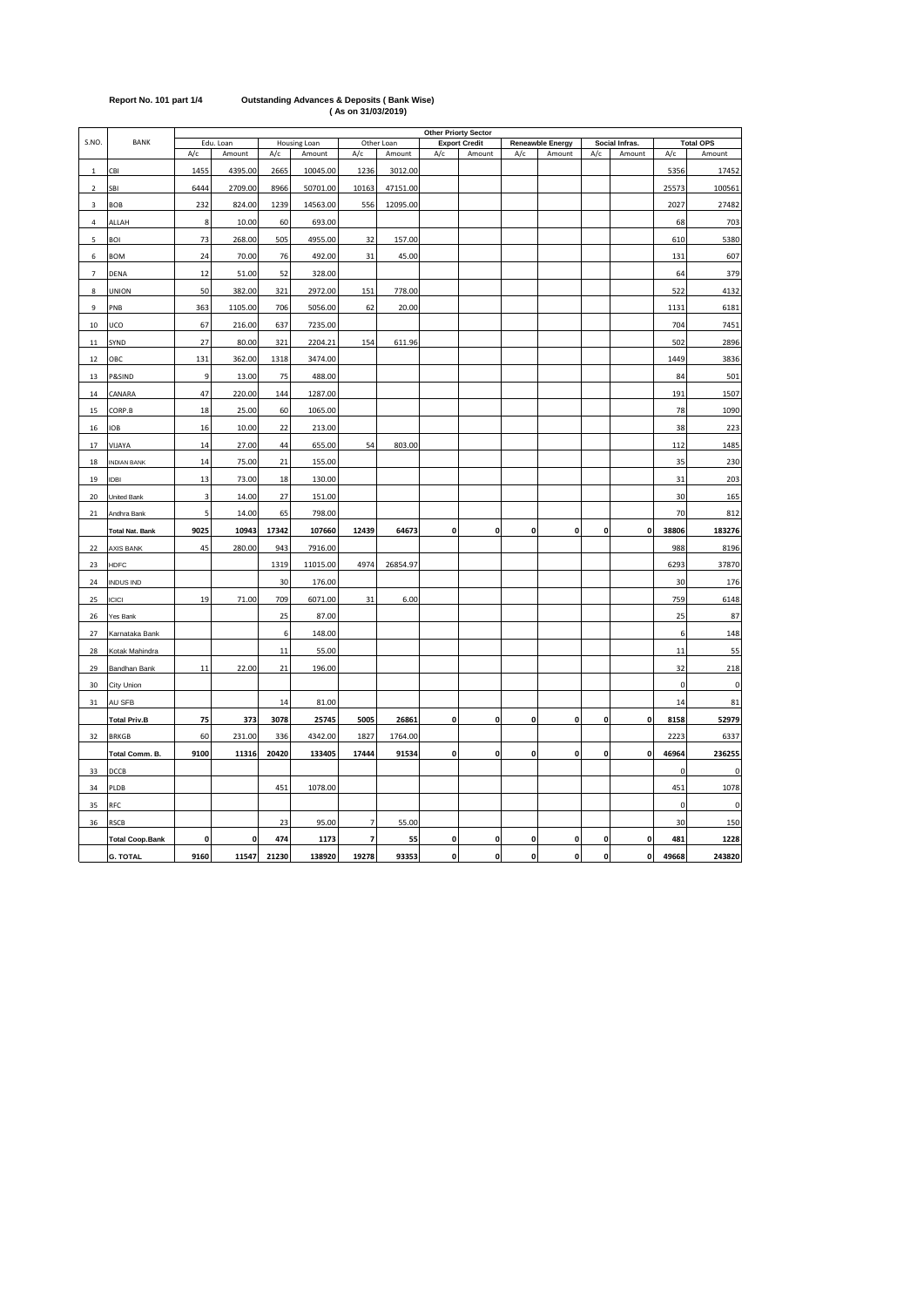**Report No. 101 part 1/4** **Outstanding Advances & Deposits ( Bank Wise)**
**( As on 31/03/2019)**

| S.NO. | BANK | Other Priorty Sector | | | | | | | | | | | | | |
|---|---|---|---|---|---|---|---|---|---|---|---|---|---|---|---|
| | | Edu. Loan | | Housing Loan | | Other Loan | | Export Credit | | Reneawble Energy | | Social Infras. | | Total OPS | |
| | | A/c | Amount | A/c | Amount | A/c | Amount | A/c | Amount | A/c | Amount | A/c | Amount | A/c | Amount |
| 1 | CBI | 1455 | 4395.00 | 2665 | 10045.00 | 1236 | 3012.00 | | | | | | | 5356 | 17452 |
| 2 | SBI | 6444 | 2709.00 | 8966 | 50701.00 | 10163 | 47151.00 | | | | | | | 25573 | 100561 |
| 3 | BOB | 232 | 824.00 | 1239 | 14563.00 | 556 | 12095.00 | | | | | | | 2027 | 27482 |
| 4 | ALLAH | 8 | 10.00 | 60 | 693.00 | | | | | | | | | 68 | 703 |
| 5 | BOI | 73 | 268.00 | 505 | 4955.00 | 32 | 157.00 | | | | | | | 610 | 5380 |
| 6 | BOM | 24 | 70.00 | 76 | 492.00 | 31 | 45.00 | | | | | | | 131 | 607 |
| 7 | DENA | 12 | 51.00 | 52 | 328.00 | | | | | | | | | 64 | 379 |
| 8 | UNION | 50 | 382.00 | 321 | 2972.00 | 151 | 778.00 | | | | | | | 522 | 4132 |
| 9 | PNB | 363 | 1105.00 | 706 | 5056.00 | 62 | 20.00 | | | | | | | 1131 | 6181 |
| 10 | UCO | 67 | 216.00 | 637 | 7235.00 | | | | | | | | | 704 | 7451 |
| 11 | SYND | 27 | 80.00 | 321 | 2204.21 | 154 | 611.96 | | | | | | | 502 | 2896 |
| 12 | OBC | 131 | 362.00 | 1318 | 3474.00 | | | | | | | | | 1449 | 3836 |
| 13 | P&SIND | 9 | 13.00 | 75 | 488.00 | | | | | | | | | 84 | 501 |
| 14 | CANARA | 47 | 220.00 | 144 | 1287.00 | | | | | | | | | 191 | 1507 |
| 15 | CORP.B | 18 | 25.00 | 60 | 1065.00 | | | | | | | | | 78 | 1090 |
| 16 | IOB | 16 | 10.00 | 22 | 213.00 | | | | | | | | | 38 | 223 |
| 17 | VIJAYA | 14 | 27.00 | 44 | 655.00 | 54 | 803.00 | | | | | | | 112 | 1485 |
| 18 | INDIAN BANK | 14 | 75.00 | 21 | 155.00 | | | | | | | | | 35 | 230 |
| 19 | IDBI | 13 | 73.00 | 18 | 130.00 | | | | | | | | | 31 | 203 |
| 20 | United Bank | 3 | 14.00 | 27 | 151.00 | | | | | | | | | 30 | 165 |
| 21 | Andhra Bank | 5 | 14.00 | 65 | 798.00 | | | | | | | | | 70 | 812 |
| | **Total Nat. Bank** | **9025** | **10943** | **17342** | **107660** | **12439** | **64673** | **0** | **0** | **0** | **0** | **0** | **0** | **38806** | **183276** |
| 22 | AXIS BANK | 45 | 280.00 | 943 | 7916.00 | | | | | | | | | 988 | 8196 |
| 23 | HDFC | | | 1319 | 11015.00 | 4974 | 26854.97 | | | | | | | 6293 | 37870 |
| 24 | INDUS IND | | | 30 | 176.00 | | | | | | | | | 30 | 176 |
| 25 | ICICI | 19 | 71.00 | 709 | 6071.00 | 31 | 6.00 | | | | | | | 759 | 6148 |
| 26 | Yes Bank | | | 25 | 87.00 | | | | | | | | | 25 | 87 |
| 27 | Karnataka Bank | | | 6 | 148.00 | | | | | | | | | 6 | 148 |
| 28 | Kotak Mahindra | | | 11 | 55.00 | | | | | | | | | 11 | 55 |
| 29 | Bandhan Bank | 11 | 22.00 | 21 | 196.00 | | | | | | | | | 32 | 218 |
| 30 | City Union | | | | | | | | | | | | | 0 | 0 |
| 31 | AU SFB | | | 14 | 81.00 | | | | | | | | | 14 | 81 |
| | **Total Priv.B** | **75** | **373** | **3078** | **25745** | **5005** | **26861** | **0** | **0** | **0** | **0** | **0** | **0** | **8158** | **52979** |
| 32 | BRKGB | 60 | 231.00 | 336 | 4342.00 | 1827 | 1764.00 | | | | | | | 2223 | 6337 |
| | **Total Comm. B.** | **9100** | **11316** | **20420** | **133405** | **17444** | **91534** | **0** | **0** | **0** | **0** | **0** | **0** | **46964** | **236255** |
| 33 | DCCB | | | | | | | | | | | | | 0 | 0 |
| 34 | PLDB | | | 451 | 1078.00 | | | | | | | | | 451 | 1078 |
| 35 | RFC | | | | | | | | | | | | | 0 | 0 |
| 36 | RSCB | | | 23 | 95.00 | 7 | 55.00 | | | | | | | 30 | 150 |
| | **Total Coop.Bank** | **0** | **0** | **474** | **1173** | **7** | **55** | **0** | **0** | **0** | **0** | **0** | **0** | **481** | **1228** |
| | **G. TOTAL** | **9160** | **11547** | **21230** | **138920** | **19278** | **93353** | **0** | **0** | **0** | **0** | **0** | **0** | **49668** | **243820** |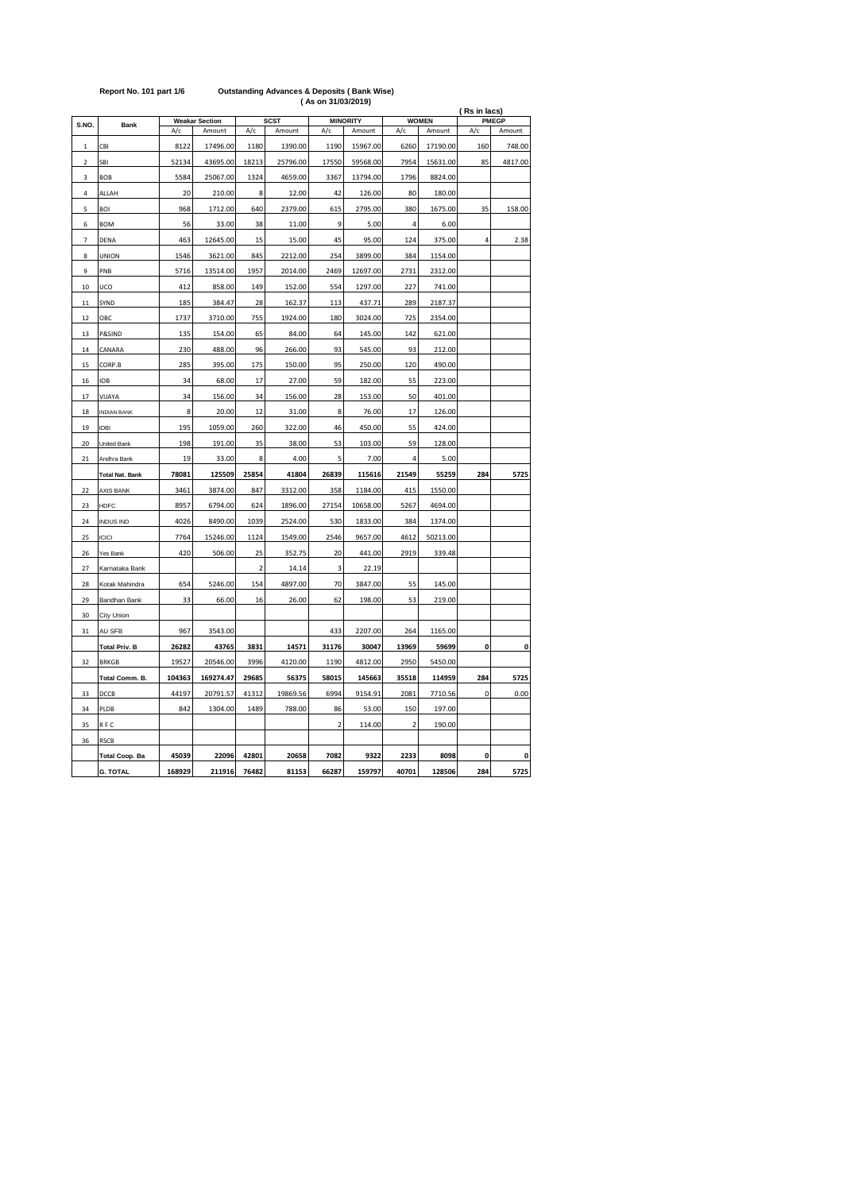**Report No. 101 part 1/6** **Outstanding Advances & Deposits ( Bank Wise)**

**( As on 31/03/2019)**

**( Rs in lacs)**

| S.NO. | Bank | Weakar Section | | SCST | | MINORITY | | WOMEN | | PMEGP | |
|---|---|---|---|---|---|---|---|---|---|---|---|
| | | A/c | Amount | A/c | Amount | A/c | Amount | A/c | Amount | A/c | Amount |
| 1 | CBI | 8122 | 17496.00 | 1180 | 1390.00 | 1190 | 15967.00 | 6260 | 17190.00 | 160 | 748.00 |
| 2 | SBI | 52134 | 43695.00 | 18213 | 25796.00 | 17550 | 59568.00 | 7954 | 15631.00 | 85 | 4817.00 |
| 3 | BOB | 5584 | 25067.00 | 1324 | 4659.00 | 3367 | 13794.00 | 1796 | 8824.00 | | |
| 4 | ALLAH | 20 | 210.00 | 8 | 12.00 | 42 | 126.00 | 80 | 180.00 | | |
| 5 | BOI | 968 | 1712.00 | 640 | 2379.00 | 615 | 2795.00 | 380 | 1675.00 | 35 | 158.00 |
| 6 | BOM | 56 | 33.00 | 38 | 11.00 | 9 | 5.00 | 4 | 6.00 | | |
| 7 | DENA | 463 | 12645.00 | 15 | 15.00 | 45 | 95.00 | 124 | 375.00 | 4 | 2.38 |
| 8 | UNION | 1546 | 3621.00 | 845 | 2212.00 | 254 | 3899.00 | 384 | 1154.00 | | |
| 9 | PNB | 5716 | 13514.00 | 1957 | 2014.00 | 2469 | 12697.00 | 2731 | 2312.00 | | |
| 10 | UCO | 412 | 858.00 | 149 | 152.00 | 554 | 1297.00 | 227 | 741.00 | | |
| 11 | SYND | 185 | 384.47 | 28 | 162.37 | 113 | 437.71 | 289 | 2187.37 | | |
| 12 | OBC | 1737 | 3710.00 | 755 | 1924.00 | 180 | 3024.00 | 725 | 2354.00 | | |
| 13 | P&SIND | 135 | 154.00 | 65 | 84.00 | 64 | 145.00 | 142 | 621.00 | | |
| 14 | CANARA | 230 | 488.00 | 96 | 266.00 | 93 | 545.00 | 93 | 212.00 | | |
| 15 | CORP.B | 285 | 395.00 | 175 | 150.00 | 95 | 250.00 | 120 | 490.00 | | |
| 16 | IOB | 34 | 68.00 | 17 | 27.00 | 59 | 182.00 | 55 | 223.00 | | |
| 17 | VIJAYA | 34 | 156.00 | 34 | 156.00 | 28 | 153.00 | 50 | 401.00 | | |
| 18 | INDIAN BANK | 8 | 20.00 | 12 | 31.00 | 8 | 76.00 | 17 | 126.00 | | |
| 19 | IDBI | 195 | 1059.00 | 260 | 322.00 | 46 | 450.00 | 55 | 424.00 | | |
| 20 | United Bank | 198 | 191.00 | 35 | 38.00 | 53 | 103.00 | 59 | 128.00 | | |
| 21 | Andhra Bank | 19 | 33.00 | 8 | 4.00 | 5 | 7.00 | 4 | 5.00 | | |
| | **Total Nat. Bank** | **78081** | **125509** | **25854** | **41804** | **26839** | **115616** | **21549** | **55259** | **284** | **5725** |
| 22 | AXIS BANK | 3461 | 3874.00 | 847 | 3312.00 | 358 | 1184.00 | 415 | 1550.00 | | |
| 23 | HDFC | 8957 | 6794.00 | 624 | 1896.00 | 27154 | 10658.00 | 5267 | 4694.00 | | |
| 24 | INDUS IND | 4026 | 8490.00 | 1039 | 2524.00 | 530 | 1833.00 | 384 | 1374.00 | | |
| 25 | ICICI | 7764 | 15246.00 | 1124 | 1549.00 | 2546 | 9657.00 | 4612 | 50213.00 | | |
| 26 | Yes Bank | 420 | 506.00 | 25 | 352.75 | 20 | 441.00 | 2919 | 339.48 | | |
| 27 | Karnataka Bank | | | 2 | 14.14 | 3 | 22.19 | | | | |
| 28 | Kotak Mahindra | 654 | 5246.00 | 154 | 4897.00 | 70 | 3847.00 | 55 | 145.00 | | |
| 29 | Bandhan Bank | 33 | 66.00 | 16 | 26.00 | 62 | 198.00 | 53 | 219.00 | | |
| 30 | City Union | | | | | | | | | | |
| 31 | AU SFB | 967 | 3543.00 | | | 433 | 2207.00 | 264 | 1165.00 | | |
| | **Total Priv. B** | **26282** | **43765** | **3831** | **14571** | **31176** | **30047** | **13969** | **59699** | **0** | **0** |
| 32 | BRKGB | 19527 | 20546.00 | 3996 | 4120.00 | 1190 | 4812.00 | 2950 | 5450.00 | | |
| | **Total Comm. B.** | **104363** | **169274.47** | **29685** | **56375** | **58015** | **145663** | **35518** | **114959** | **284** | **5725** |
| 33 | DCCB | 44197 | 20791.57 | 41312 | 19869.56 | 6994 | 9154.91 | 2081 | 7710.56 | 0 | 0.00 |
| 34 | PLDB | 842 | 1304.00 | 1489 | 788.00 | 86 | 53.00 | 150 | 197.00 | | |
| 35 | R F C | | | | | 2 | 114.00 | 2 | 190.00 | | |
| 36 | RSCB | | | | | | | | | | |
| | **Total Coop. Ba** | **45039** | **22096** | **42801** | **20658** | **7082** | **9322** | **2233** | **8098** | **0** | **0** |
| | **G. TOTAL** | **168929** | **211916** | **76482** | **81153** | **66287** | **159797** | **40701** | **128506** | **284** | **5725** |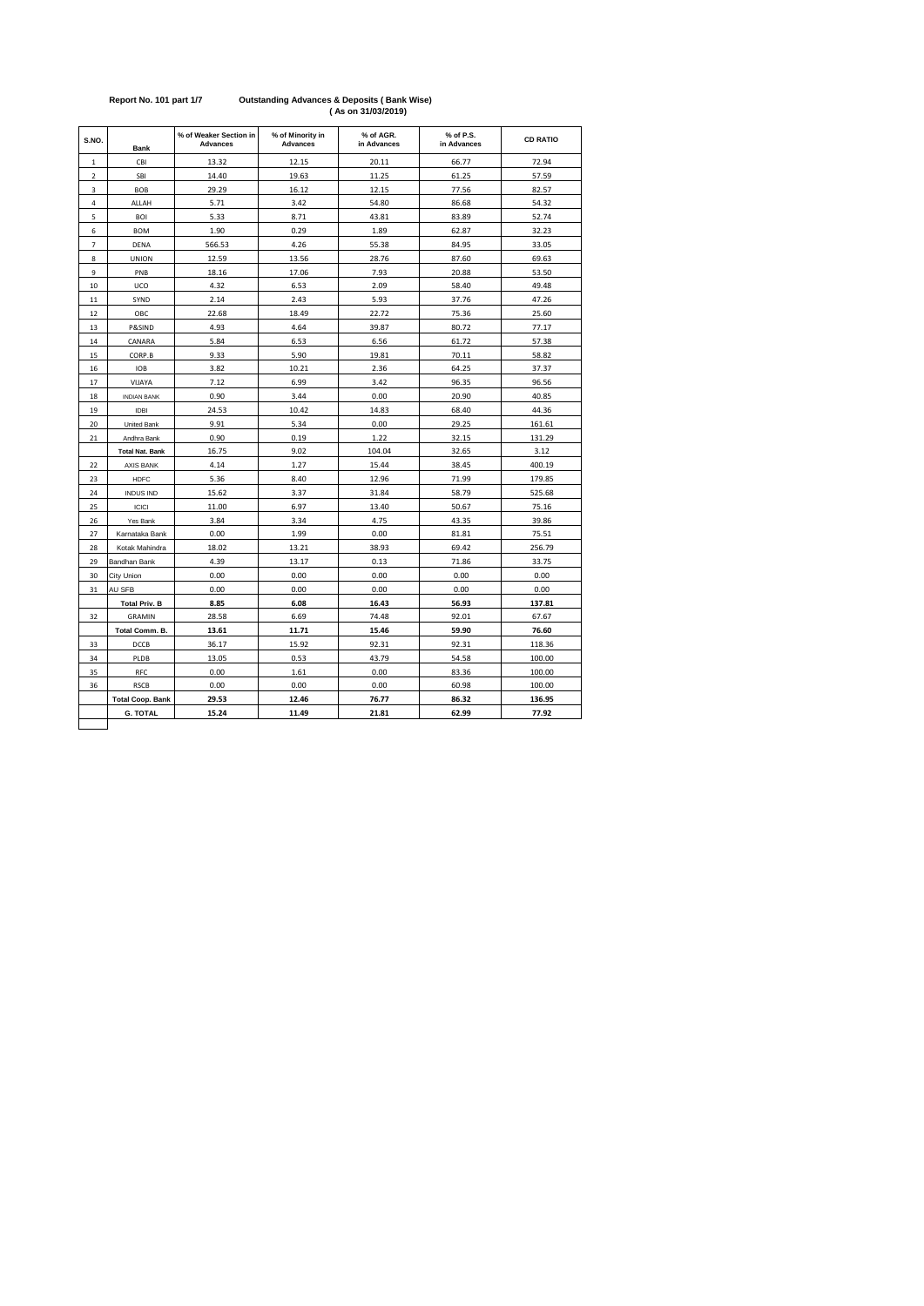**Report No. 101 part 1/7** **Outstanding Advances & Deposits ( Bank Wise)**

**( As on 31/03/2019)**

| S.NO. | Bank | % of Weaker Section in Advances | % of Minority in Advances | % of AGR. in Advances | % of P.S. in Advances | CD RATIO |
|---|---|---|---|---|---|---|
| 1 | CBI | 13.32 | 12.15 | 20.11 | 66.77 | 72.94 |
| 2 | SBI | 14.40 | 19.63 | 11.25 | 61.25 | 57.59 |
| 3 | BOB | 29.29 | 16.12 | 12.15 | 77.56 | 82.57 |
| 4 | ALLAH | 5.71 | 3.42 | 54.80 | 86.68 | 54.32 |
| 5 | BOI | 5.33 | 8.71 | 43.81 | 83.89 | 52.74 |
| 6 | BOM | 1.90 | 0.29 | 1.89 | 62.87 | 32.23 |
| 7 | DENA | 566.53 | 4.26 | 55.38 | 84.95 | 33.05 |
| 8 | UNION | 12.59 | 13.56 | 28.76 | 87.60 | 69.63 |
| 9 | PNB | 18.16 | 17.06 | 7.93 | 20.88 | 53.50 |
| 10 | UCO | 4.32 | 6.53 | 2.09 | 58.40 | 49.48 |
| 11 | SYND | 2.14 | 2.43 | 5.93 | 37.76 | 47.26 |
| 12 | OBC | 22.68 | 18.49 | 22.72 | 75.36 | 25.60 |
| 13 | P&SIND | 4.93 | 4.64 | 39.87 | 80.72 | 77.17 |
| 14 | CANARA | 5.84 | 6.53 | 6.56 | 61.72 | 57.38 |
| 15 | CORP.B | 9.33 | 5.90 | 19.81 | 70.11 | 58.82 |
| 16 | IOB | 3.82 | 10.21 | 2.36 | 64.25 | 37.37 |
| 17 | VIJAYA | 7.12 | 6.99 | 3.42 | 96.35 | 96.56 |
| 18 | INDIAN BANK | 0.90 | 3.44 | 0.00 | 20.90 | 40.85 |
| 19 | IDBI | 24.53 | 10.42 | 14.83 | 68.40 | 44.36 |
| 20 | United Bank | 9.91 | 5.34 | 0.00 | 29.25 | 161.61 |
| 21 | Andhra Bank | 0.90 | 0.19 | 1.22 | 32.15 | 131.29 |
| | **Total Nat. Bank** | 16.75 | 9.02 | 104.04 | 32.65 | 3.12 |
| 22 | AXIS BANK | 4.14 | 1.27 | 15.44 | 38.45 | 400.19 |
| 23 | HDFC | 5.36 | 8.40 | 12.96 | 71.99 | 179.85 |
| 24 | INDUS IND | 15.62 | 3.37 | 31.84 | 58.79 | 525.68 |
| 25 | ICICI | 11.00 | 6.97 | 13.40 | 50.67 | 75.16 |
| 26 | Yes Bank | 3.84 | 3.34 | 4.75 | 43.35 | 39.86 |
| 27 | Karnataka Bank | 0.00 | 1.99 | 0.00 | 81.81 | 75.51 |
| 28 | Kotak Mahindra | 18.02 | 13.21 | 38.93 | 69.42 | 256.79 |
| 29 | Bandhan Bank | 4.39 | 13.17 | 0.13 | 71.86 | 33.75 |
| 30 | City Union | 0.00 | 0.00 | 0.00 | 0.00 | 0.00 |
| 31 | AU SFB | 0.00 | 0.00 | 0.00 | 0.00 | 0.00 |
| | **Total Priv. B** | **8.85** | **6.08** | **16.43** | **56.93** | **137.81** |
| 32 | GRAMIN | 28.58 | 6.69 | 74.48 | 92.01 | 67.67 |
| | **Total Comm. B.** | **13.61** | **11.71** | **15.46** | **59.90** | **76.60** |
| 33 | DCCB | 36.17 | 15.92 | 92.31 | 92.31 | 118.36 |
| 34 | PLDB | 13.05 | 0.53 | 43.79 | 54.58 | 100.00 |
| 35 | RFC | 0.00 | 1.61 | 0.00 | 83.36 | 100.00 |
| 36 | RSCB | 0.00 | 0.00 | 0.00 | 60.98 | 100.00 |
| | **Total Coop. Bank** | **29.53** | **12.46** | **76.77** | **86.32** | **136.95** |
| | **G. TOTAL** | **15.24** | **11.49** | **21.81** | **62.99** | **77.92** |